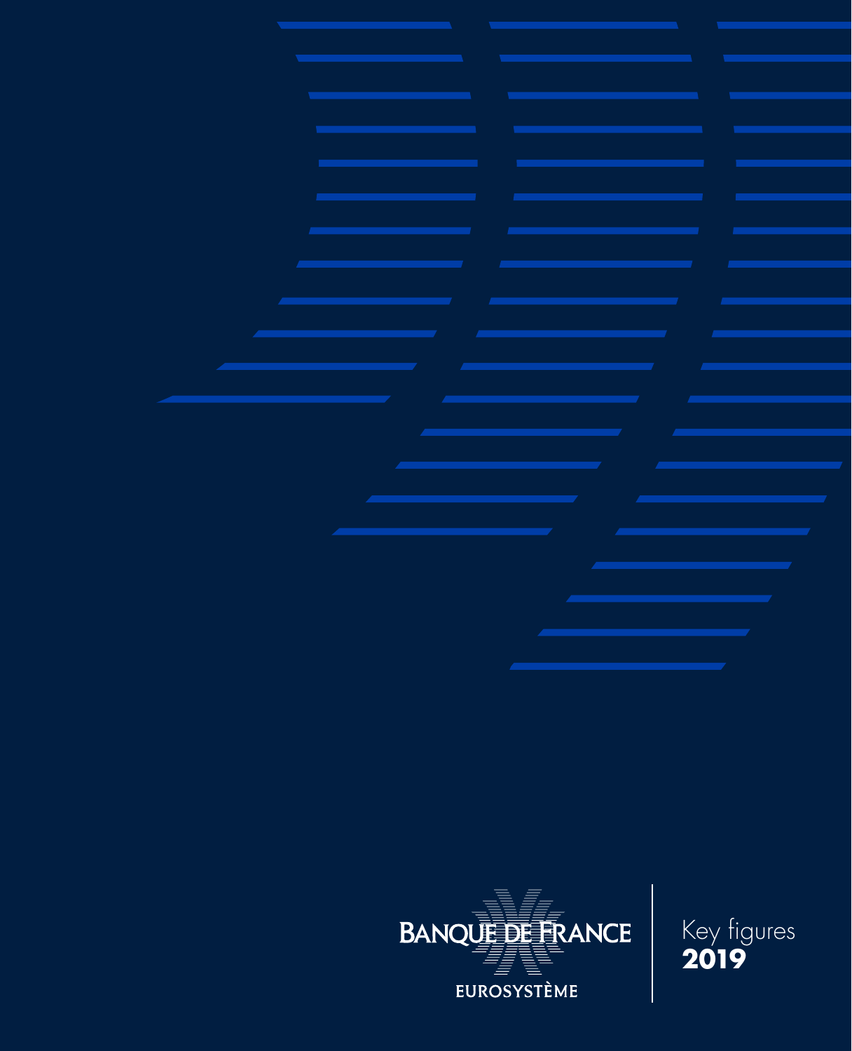BANQUE DE FRANCE

EUROSYSTÈME

# Key figures 2019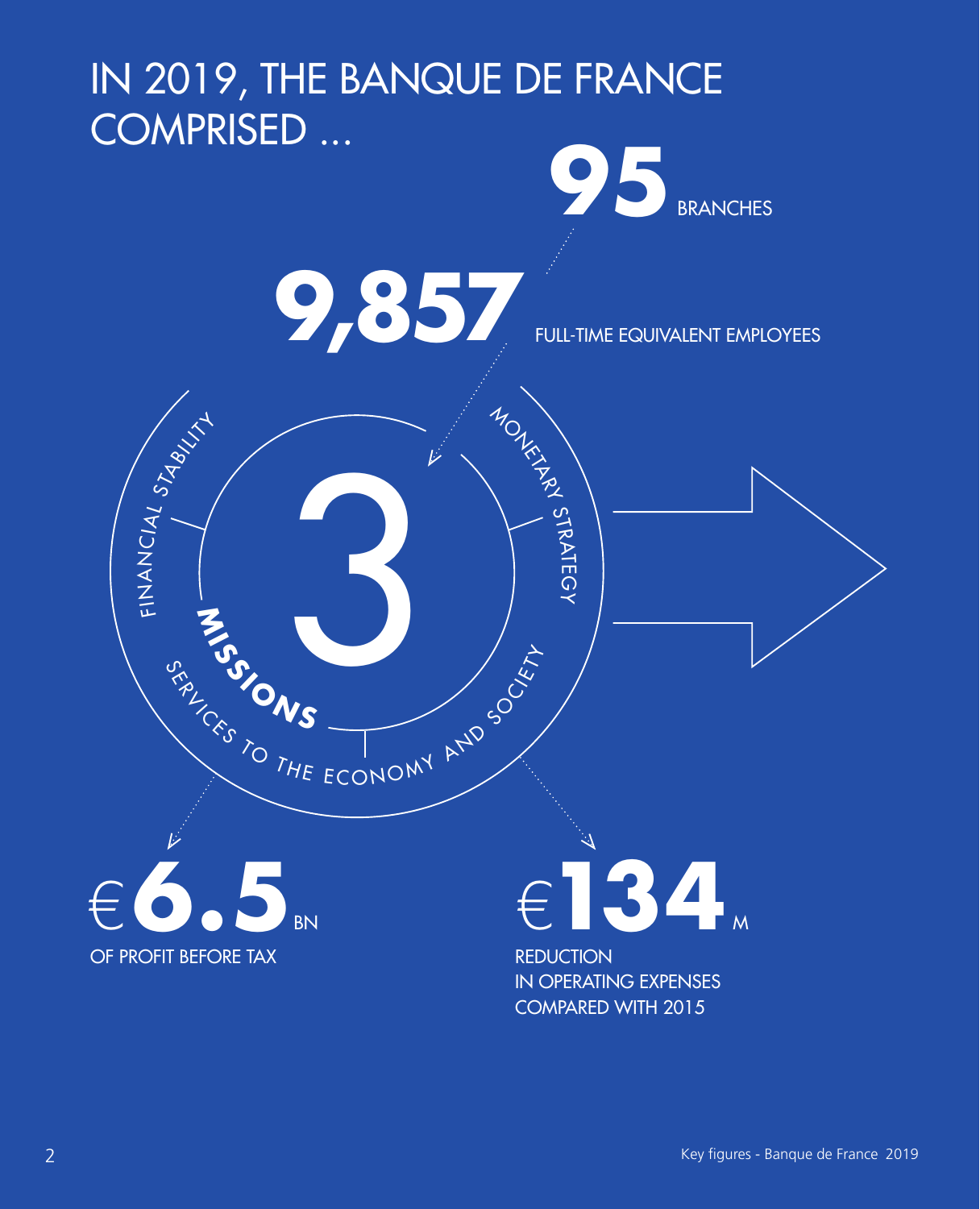# IN 2019, THE BANQUE DE FRANCE COMPRISED …

**95** BRANCHES

**9,857** FULL-TIME EQUIVALENT EMPLOYEES

**3** **MISSIONS**

- FINANCIAL STABILITY
- MONETARY STRATEGY
- SERVICES TO THE ECONOMY AND SOCIETY

€**6.5** BN
OF PROFIT BEFORE TAX

€**134** M
REDUCTION
IN OPERATING EXPENSES
COMPARED WITH 2015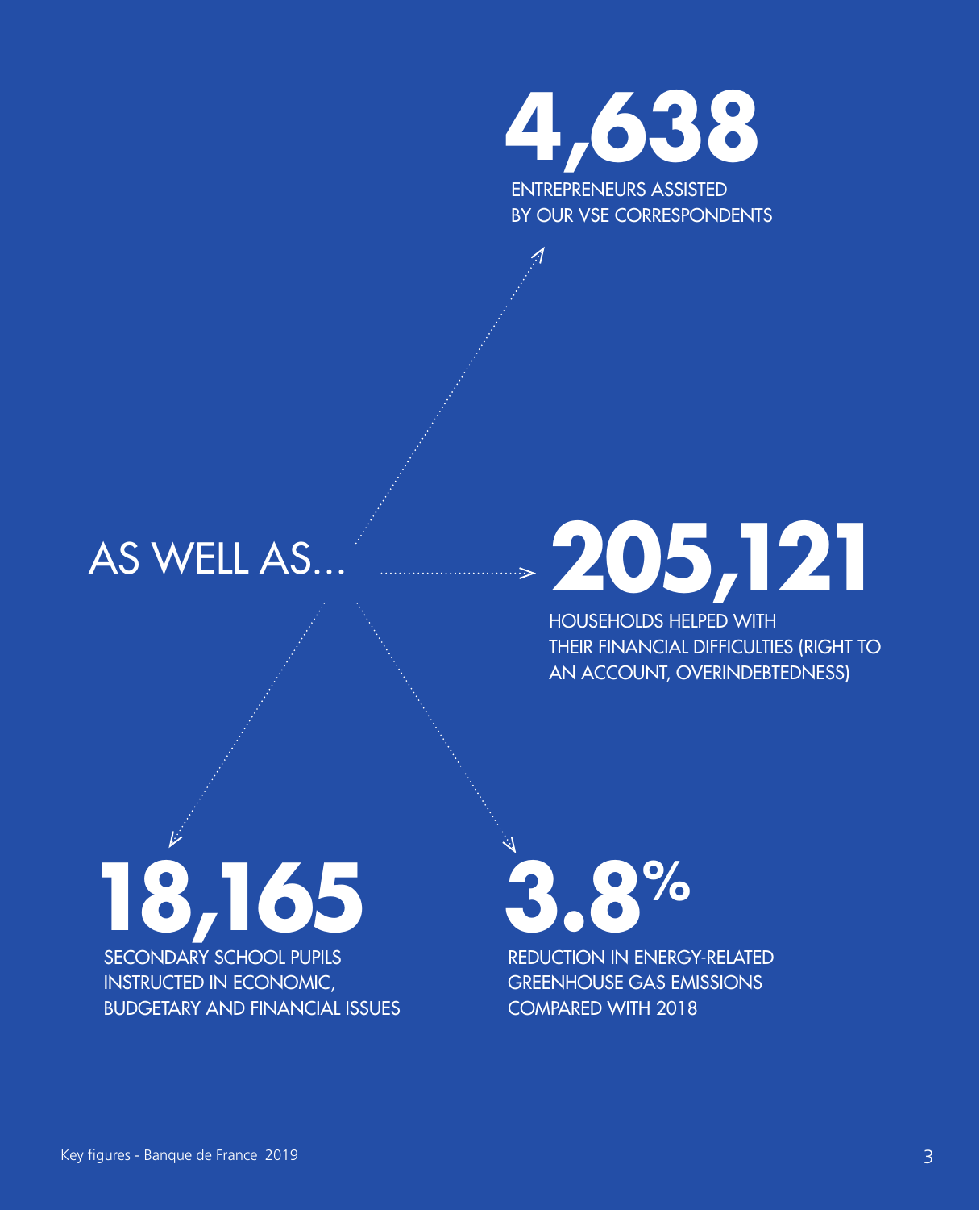## AS WELL AS...

**4,638**

ENTREPRENEURS ASSISTED BY OUR VSE CORRESPONDENTS

**205,121**

HOUSEHOLDS HELPED WITH THEIR FINANCIAL DIFFICULTIES (RIGHT TO AN ACCOUNT, OVERINDEBTEDNESS)

**18,165**

SECONDARY SCHOOL PUPILS INSTRUCTED IN ECONOMIC, BUDGETARY AND FINANCIAL ISSUES

**3.8%**

REDUCTION IN ENERGY-RELATED GREENHOUSE GAS EMISSIONS COMPARED WITH 2018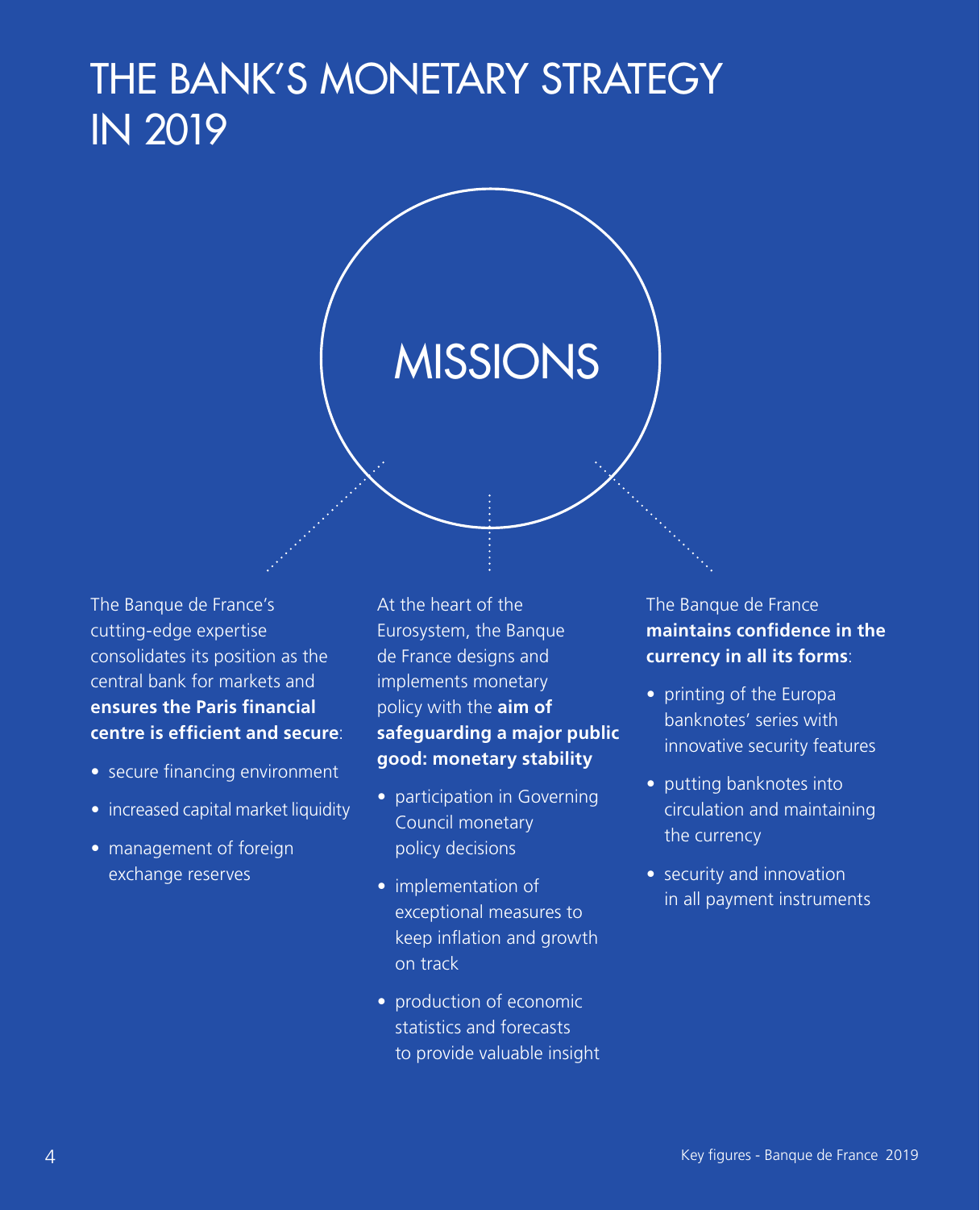# THE BANK'S MONETARY STRATEGY IN 2019

## MISSIONS

The Banque de France's cutting-edge expertise consolidates its position as the central bank for markets and **ensures the Paris financial centre is efficient and secure**:

- secure financing environment
- increased capital market liquidity
- management of foreign exchange reserves

At the heart of the Eurosystem, the Banque de France designs and implements monetary policy with the **aim of safeguarding a major public good: monetary stability**

- participation in Governing Council monetary policy decisions
- implementation of exceptional measures to keep inflation and growth on track
- production of economic statistics and forecasts to provide valuable insight

The Banque de France **maintains confidence in the currency in all its forms**:

- printing of the Europa banknotes' series with innovative security features
- putting banknotes into circulation and maintaining the currency
- security and innovation in all payment instruments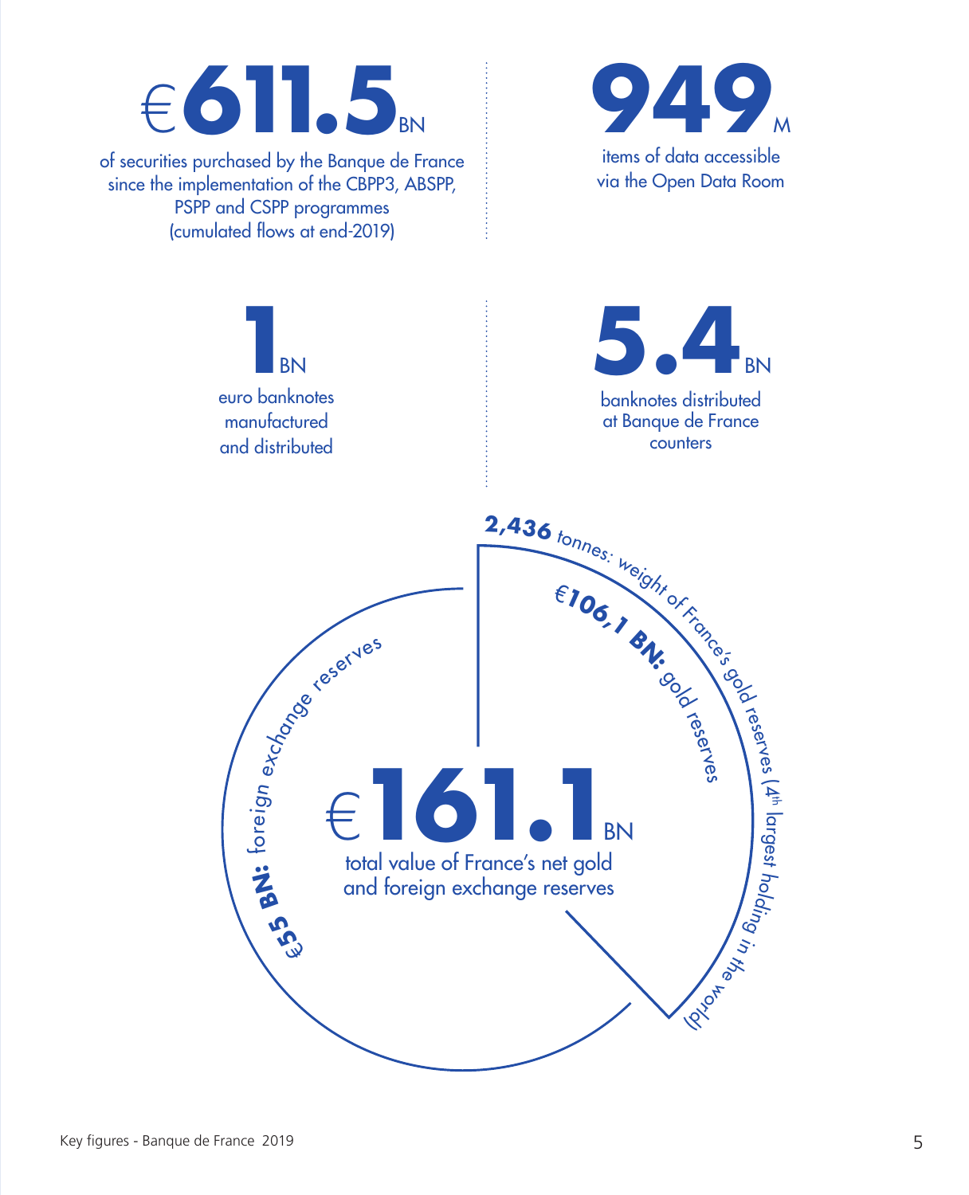**€611.5 BN**

of securities purchased by the Banque de France since the implementation of the CBPP3, ABSPP, PSPP and CSPP programmes (cumulated flows at end-2019)

**949 M**

items of data accessible via the Open Data Room

**1 BN**

euro banknotes manufactured and distributed

**5.4 BN**

banknotes distributed at Banque de France counters

**2,436** tonnes: weight of France's gold reserves (4th largest holding in the world)

**€106,1 BN:** gold reserves

**€55 BN:** foreign exchange reserves

**€161.1 BN**

total value of France's net gold and foreign exchange reserves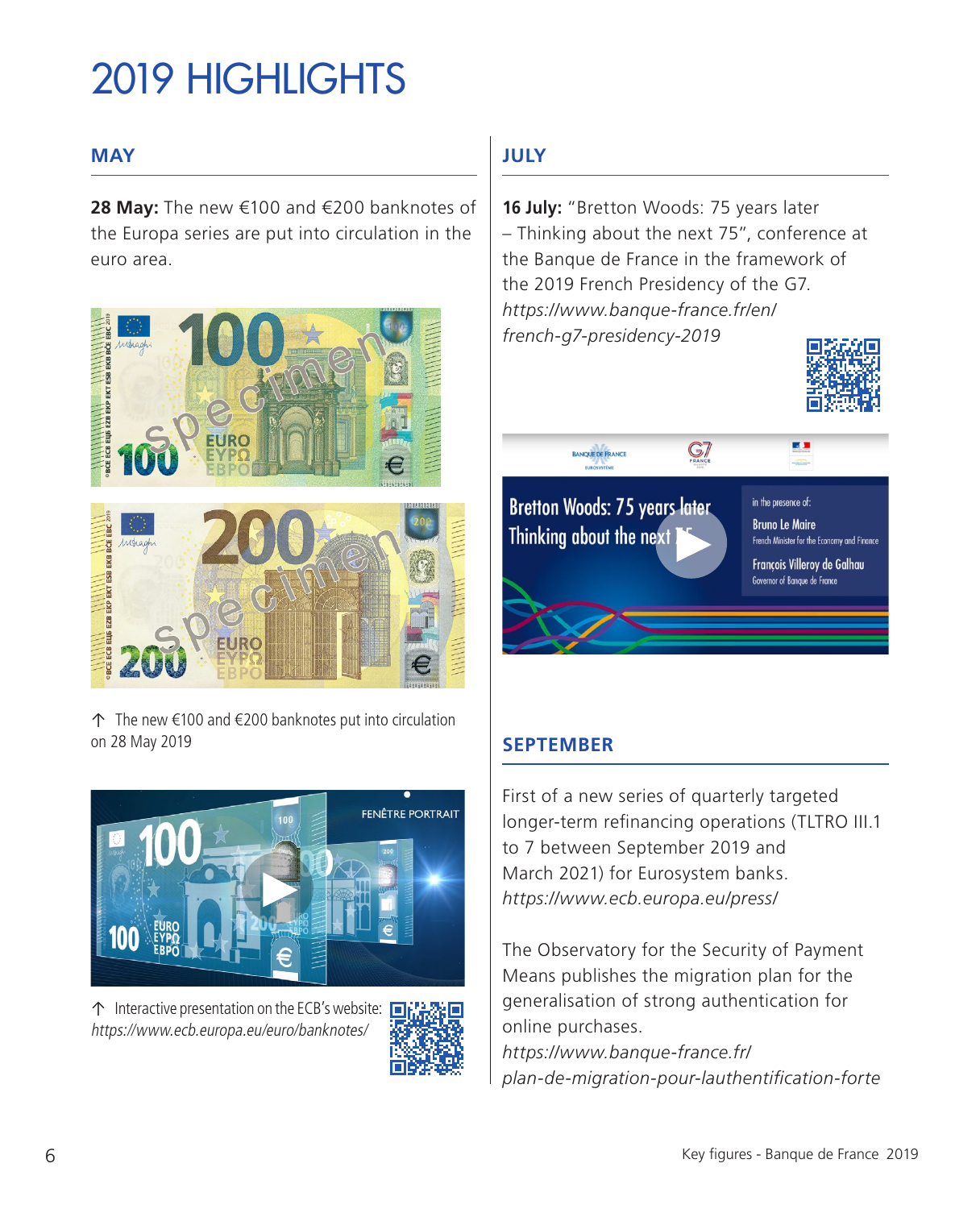# 2019 HIGHLIGHTS

## MAY

**28 May:** The new €100 and €200 banknotes of the Europa series are put into circulation in the euro area.

↑ The new €100 and €200 banknotes put into circulation on 28 May 2019

↑ Interactive presentation on the ECB's website: *https://www.ecb.europa.eu/euro/banknotes/*

## JULY

**16 July:** "Bretton Woods: 75 years later – Thinking about the next 75", conference at the Banque de France in the framework of the 2019 French Presidency of the G7.
*https://www.banque-france.fr/en/french-g7-presidency-2019*

## SEPTEMBER

First of a new series of quarterly targeted longer-term refinancing operations (TLTRO III.1 to 7 between September 2019 and March 2021) for Eurosystem banks.
*https://www.ecb.europa.eu/press/*

The Observatory for the Security of Payment Means publishes the migration plan for the generalisation of strong authentication for online purchases.
*https://www.banque-france.fr/plan-de-migration-pour-lauthentification-forte*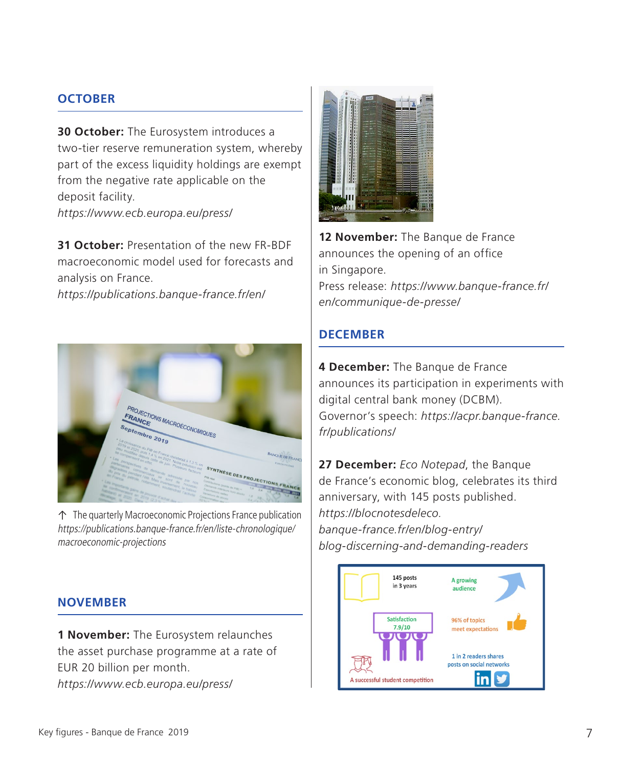## OCTOBER

**30 October:** The Eurosystem introduces a two-tier reserve remuneration system, whereby part of the excess liquidity holdings are exempt from the negative rate applicable on the deposit facility.
*https://www.ecb.europa.eu/press/*

**31 October:** Presentation of the new FR-BDF macroeconomic model used for forecasts and analysis on France.
*https://publications.banque-france.fr/en/*

↑ The quarterly Macroeconomic Projections France publication
*https://publications.banque-france.fr/en/liste-chronologique/macroeconomic-projections*

## NOVEMBER

**1 November:** The Eurosystem relaunches the asset purchase programme at a rate of EUR 20 billion per month.
*https://www.ecb.europa.eu/press/*

**12 November:** The Banque de France announces the opening of an office in Singapore.
Press release: *https://www.banque-france.fr/en/communique-de-presse/*

## DECEMBER

**4 December:** The Banque de France announces its participation in experiments with digital central bank money (DCBM).
Governor's speech: *https://acpr.banque-france.fr/publications/*

**27 December:** *Eco Notepad*, the Banque de France's economic blog, celebrates its third anniversary, with 145 posts published.
*https://blocnotesdeleco.banque-france.fr/en/blog-entry/blog-discerning-and-demanding-readers*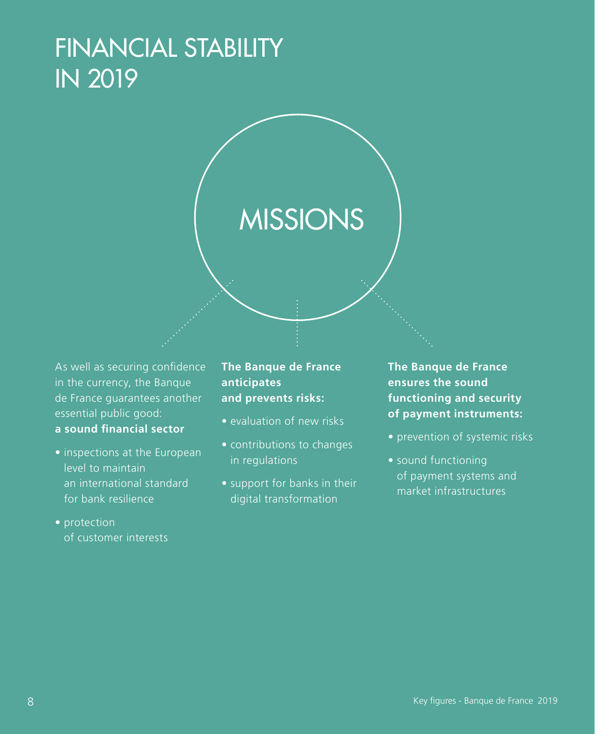# FINANCIAL STABILITY IN 2019

## MISSIONS

As well as securing confidence in the currency, the Banque de France guarantees another essential public good: **a sound financial sector**

- inspections at the European level to maintain an international standard for bank resilience
- protection of customer interests

**The Banque de France anticipates and prevents risks:**

- evaluation of new risks
- contributions to changes in regulations
- support for banks in their digital transformation

**The Banque de France ensures the sound functioning and security of payment instruments:**

- prevention of systemic risks
- sound functioning of payment systems and market infrastructures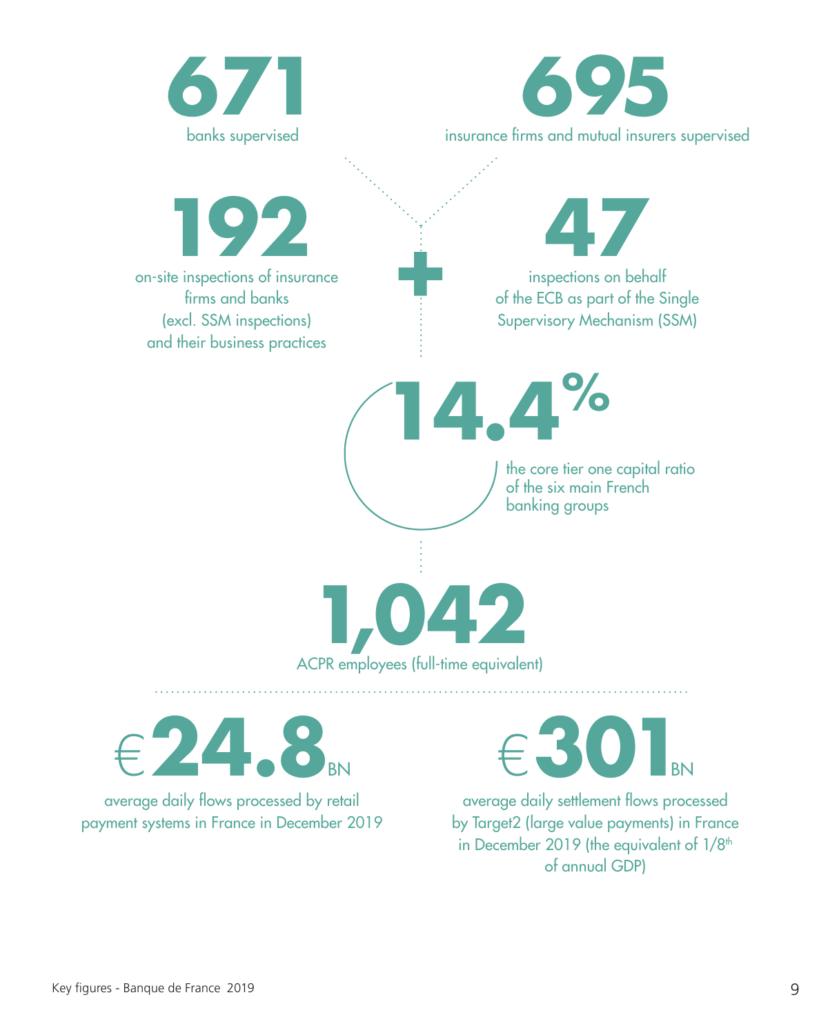**671**
banks supervised

**695**
insurance firms and mutual insurers supervised

**192**
on-site inspections of insurance firms and banks (excl. SSM inspections) and their business practices

**+**

**47**
inspections on behalf of the ECB as part of the Single Supervisory Mechanism (SSM)

**14.4%**
the core tier one capital ratio of the six main French banking groups

**1,042**
ACPR employees (full-time equivalent)

---

**€24.8 BN**
average daily flows processed by retail payment systems in France in December 2019

**€301 BN**
average daily settlement flows processed by Target2 (large value payments) in France in December 2019 (the equivalent of 1/8th of annual GDP)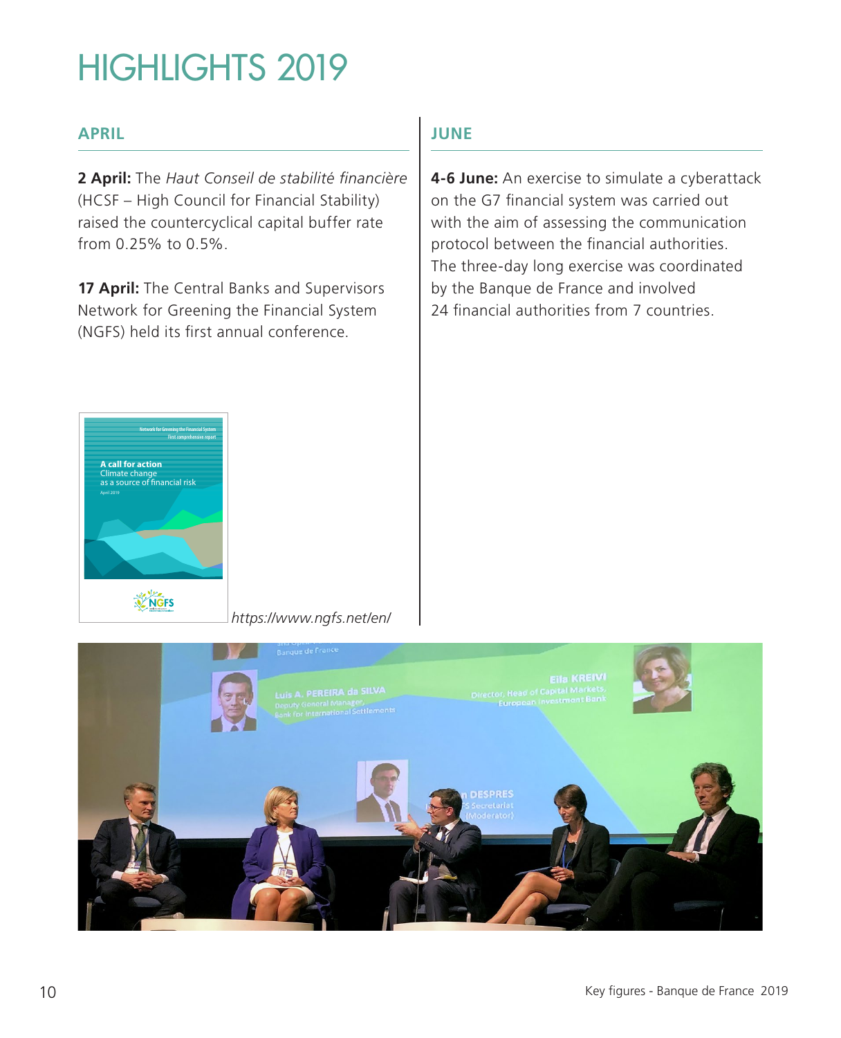# HIGHLIGHTS 2019

## APRIL

**2 April:** The *Haut Conseil de stabilité financière* (HCSF – High Council for Financial Stability) raised the countercyclical capital buffer rate from 0.25% to 0.5%.

**17 April:** The Central Banks and Supervisors Network for Greening the Financial System (NGFS) held its first annual conference.

*https://www.ngfs.net/en/*

## JUNE

**4-6 June:** An exercise to simulate a cyberattack on the G7 financial system was carried out with the aim of assessing the communication protocol between the financial authorities. The three-day long exercise was coordinated by the Banque de France and involved 24 financial authorities from 7 countries.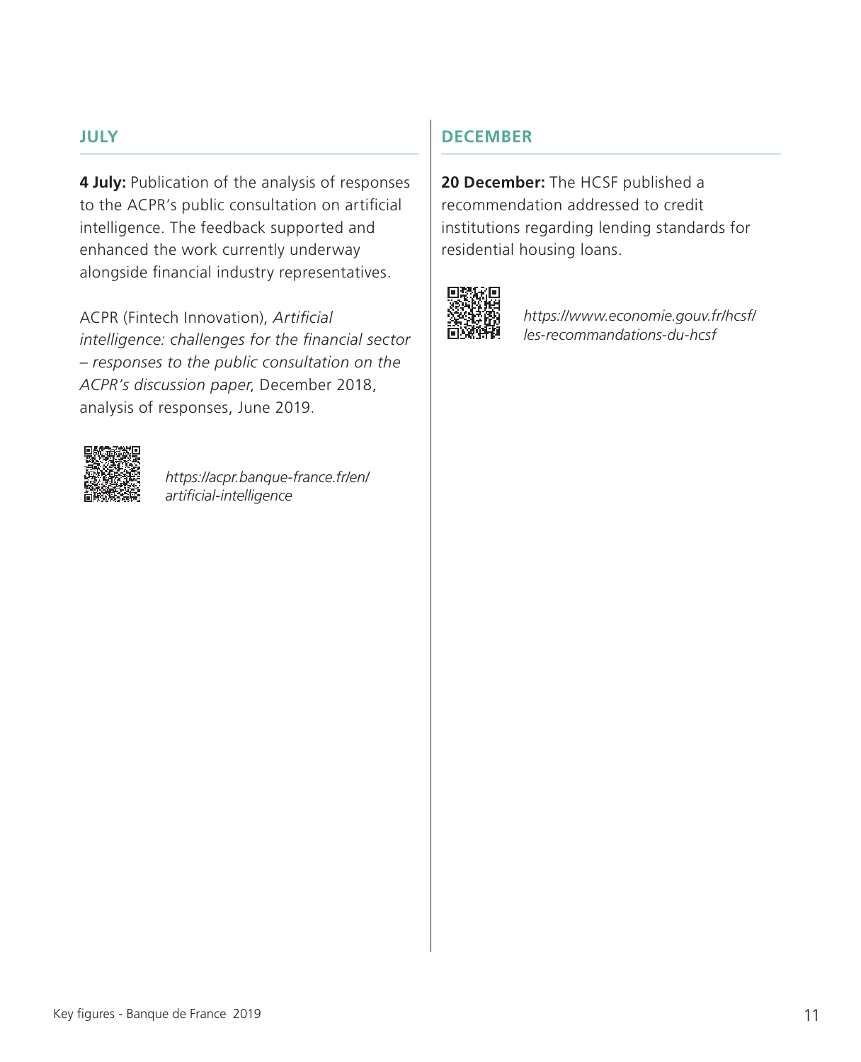## JULY

**4 July:** Publication of the analysis of responses to the ACPR's public consultation on artificial intelligence. The feedback supported and enhanced the work currently underway alongside financial industry representatives.

ACPR (Fintech Innovation), *Artificial intelligence: challenges for the financial sector – responses to the public consultation on the ACPR's discussion paper*, December 2018, analysis of responses, June 2019.

*https://acpr.banque-france.fr/en/artificial-intelligence*

## DECEMBER

**20 December:** The HCSF published a recommendation addressed to credit institutions regarding lending standards for residential housing loans.

*https://www.economie.gouv.fr/hcsf/les-recommandations-du-hcsf*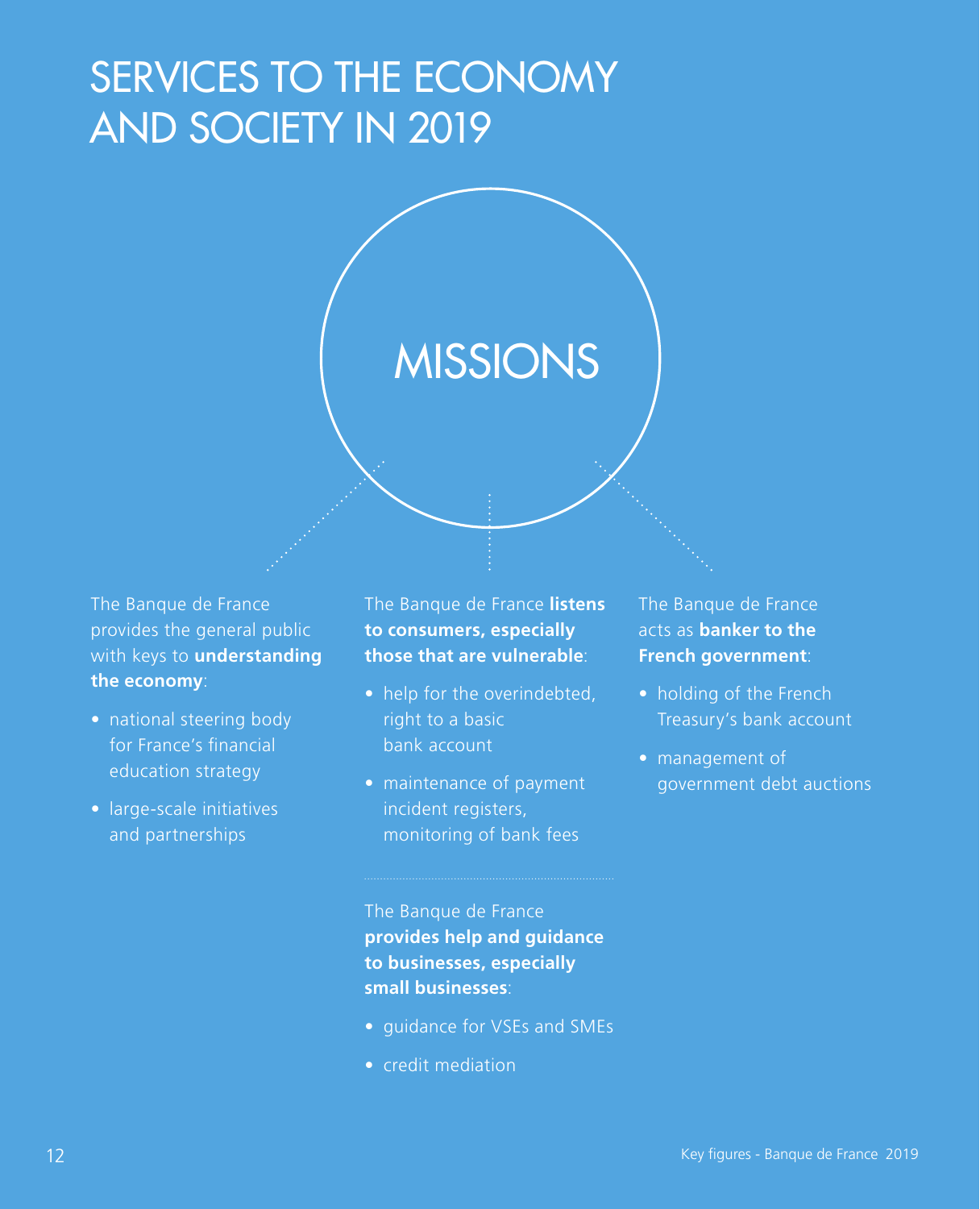# SERVICES TO THE ECONOMY AND SOCIETY IN 2019

## MISSIONS

The Banque de France provides the general public with keys to **understanding the economy**:

- national steering body for France's financial education strategy
- large-scale initiatives and partnerships

The Banque de France **listens to consumers, especially those that are vulnerable**:

- help for the overindebted, right to a basic bank account
- maintenance of payment incident registers, monitoring of bank fees

The Banque de France **provides help and guidance to businesses, especially small businesses**:

- guidance for VSEs and SMEs
- credit mediation

The Banque de France acts as **banker to the French government**:

- holding of the French Treasury's bank account
- management of government debt auctions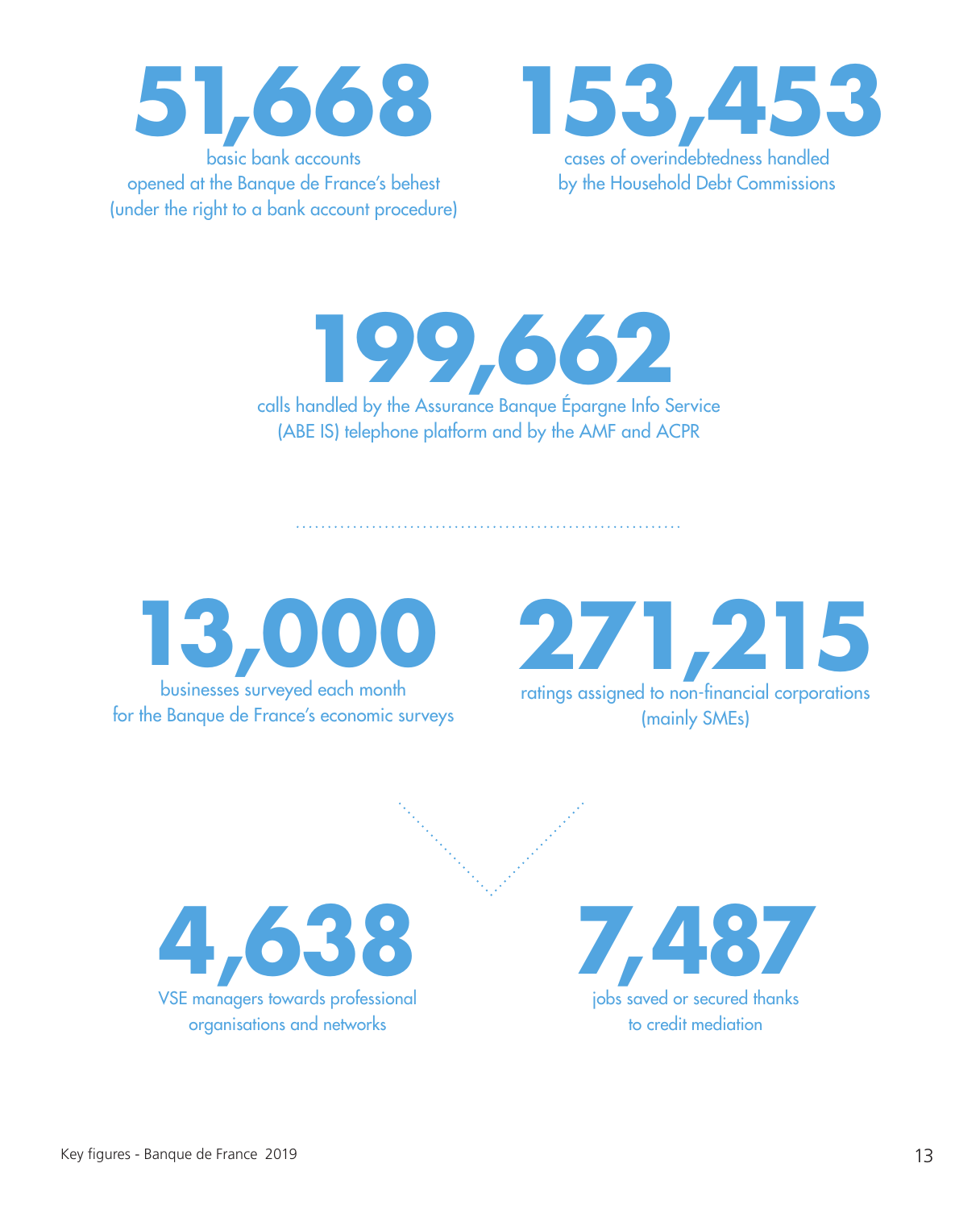**51,668**

basic bank accounts
opened at the Banque de France's behest
(under the right to a bank account procedure)

**153,453**

cases of overindebtedness handled
by the Household Debt Commissions

**199,662**

calls handled by the Assurance Banque Épargne Info Service
(ABE IS) telephone platform and by the AMF and ACPR

**13,000**

businesses surveyed each month
for the Banque de France's economic surveys

**271,215**

ratings assigned to non-financial corporations
(mainly SMEs)

**4,638**

VSE managers towards professional
organisations and networks

**7,487**

jobs saved or secured thanks
to credit mediation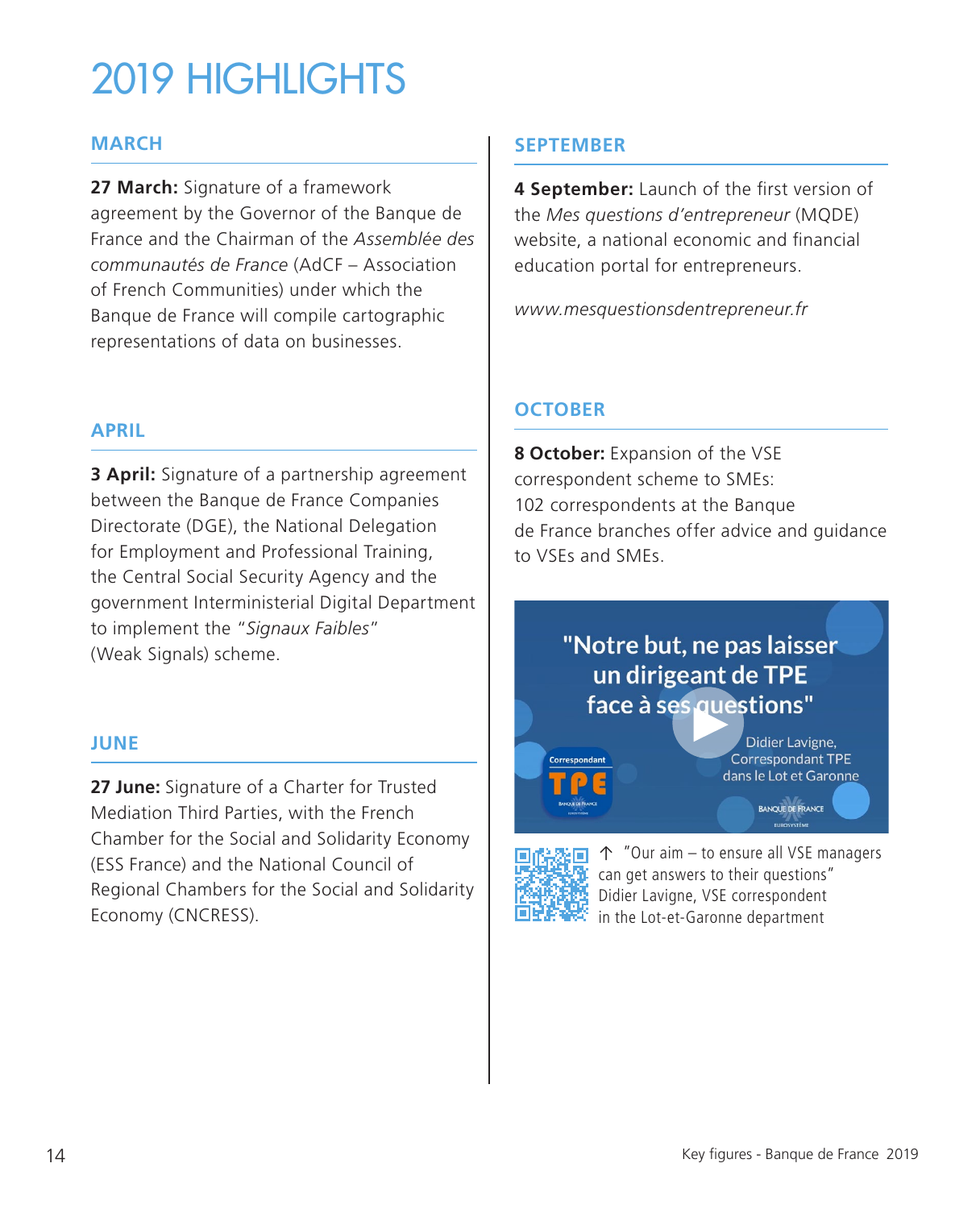# 2019 HIGHLIGHTS

## MARCH

**27 March:** Signature of a framework agreement by the Governor of the Banque de France and the Chairman of the *Assemblée des communautés de France* (AdCF – Association of French Communities) under which the Banque de France will compile cartographic representations of data on businesses.

## APRIL

**3 April:** Signature of a partnership agreement between the Banque de France Companies Directorate (DGE), the National Delegation for Employment and Professional Training, the Central Social Security Agency and the government Interministerial Digital Department to implement the "*Signaux Faibles*" (Weak Signals) scheme.

## JUNE

**27 June:** Signature of a Charter for Trusted Mediation Third Parties, with the French Chamber for the Social and Solidarity Economy (ESS France) and the National Council of Regional Chambers for the Social and Solidarity Economy (CNCRESS).

## SEPTEMBER

**4 September:** Launch of the first version of the *Mes questions d'entrepreneur* (MQDE) website, a national economic and financial education portal for entrepreneurs.

*www.mesquestionsdentrepreneur.fr*

## OCTOBER

**8 October:** Expansion of the VSE correspondent scheme to SMEs: 102 correspondents at the Banque de France branches offer advice and guidance to VSEs and SMEs.

"Notre but, ne pas laisser un dirigeant de TPE face à ses questions"
Didier Lavigne, Correspondant TPE dans le Lot et Garonne

↑ "Our aim – to ensure all VSE managers can get answers to their questions" Didier Lavigne, VSE correspondent in the Lot-et-Garonne department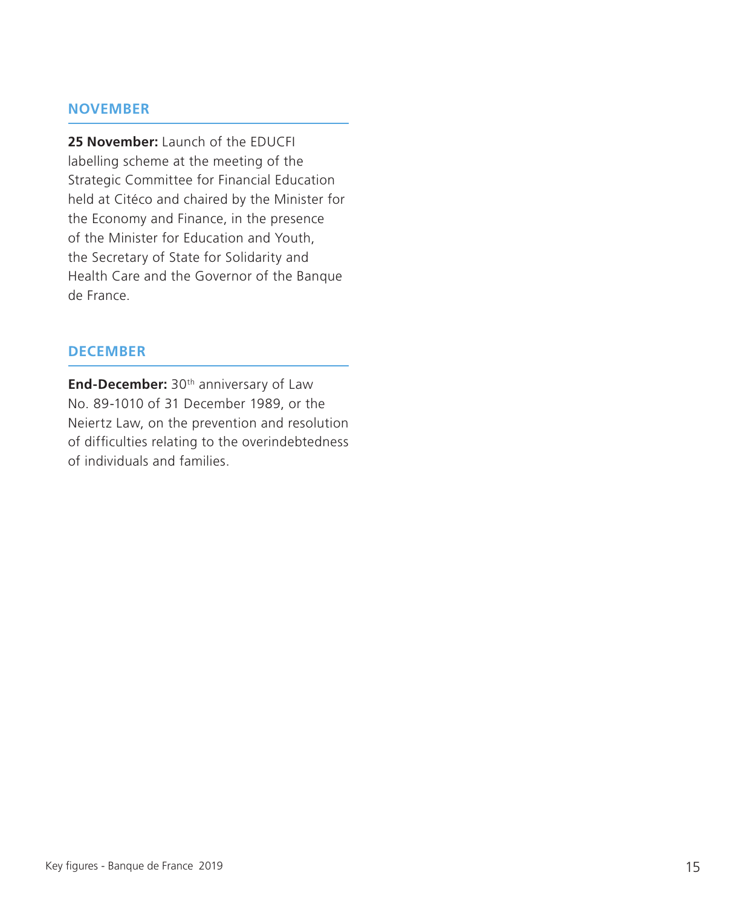## NOVEMBER

**25 November:** Launch of the EDUCFI labelling scheme at the meeting of the Strategic Committee for Financial Education held at Citéco and chaired by the Minister for the Economy and Finance, in the presence of the Minister for Education and Youth, the Secretary of State for Solidarity and Health Care and the Governor of the Banque de France.

## DECEMBER

**End-December:** 30th anniversary of Law No. 89-1010 of 31 December 1989, or the Neiertz Law, on the prevention and resolution of difficulties relating to the overindebtedness of individuals and families.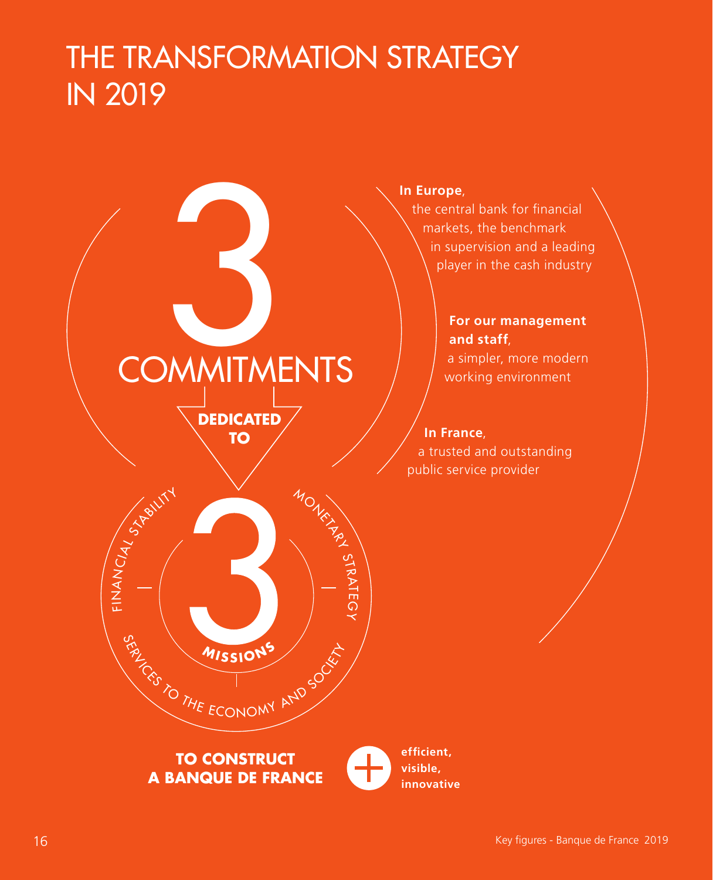# THE TRANSFORMATION STRATEGY IN 2019

3 COMMITMENTS

**DEDICATED TO**

**In Europe**, the central bank for financial markets, the benchmark in supervision and a leading player in the cash industry

**For our management and staff**, a simpler, more modern working environment

**In France**, a trusted and outstanding public service provider

3 **MISSIONS**

- FINANCIAL STABILITY
- MONETARY STRATEGY
- SERVICES TO THE ECONOMY AND SOCIETY

**TO CONSTRUCT A BANQUE DE FRANCE** + **efficient, visible, innovative**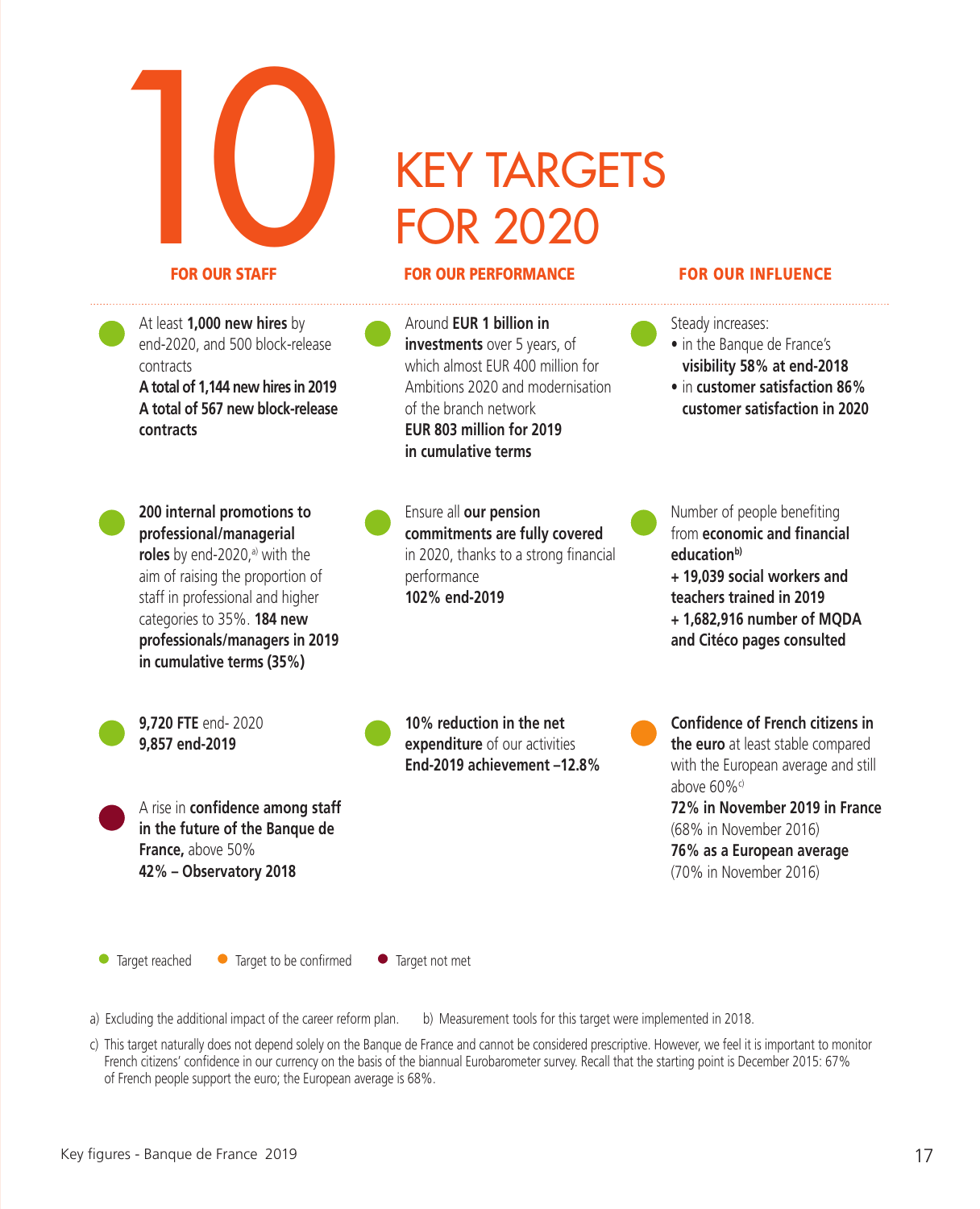# 10 KEY TARGETS FOR 2020

## FOR OUR STAFF

- At least **1,000 new hires** by end-2020, and 500 block-release contracts
  **A total of 1,144 new hires in 2019**
  **A total of 567 new block-release contracts**
- **200 internal promotions to professional/managerial roles** by end-2020,[a] with the aim of raising the proportion of staff in professional and higher categories to 35%. **184 new professionals/managers in 2019 in cumulative terms (35%)**
- **9,720 FTE** end- 2020
  **9,857 end-2019**
- A rise in **confidence among staff in the future of the Banque de France,** above 50%
  **42% – Observatory 2018**

## FOR OUR PERFORMANCE

- Around **EUR 1 billion in investments** over 5 years, of which almost EUR 400 million for Ambitions 2020 and modernisation of the branch network
  **EUR 803 million for 2019 in cumulative terms**
- Ensure all **our pension commitments are fully covered** in 2020, thanks to a strong financial performance
  **102% end-2019**
- **10% reduction in the net expenditure** of our activities
  **End-2019 achievement –12.8%**

## FOR OUR INFLUENCE

- Steady increases:
  - in the Banque de France's **visibility 58% at end-2018**
  - in **customer satisfaction 86% customer satisfaction in 2020**
- Number of people benefiting from **economic and financial education**[b]
  **+ 19,039 social workers and teachers trained in 2019**
  **+ 1,682,916 number of MQDA and Citéco pages consulted**
- **Confidence of French citizens in the euro** at least stable compared with the European average and still above 60%[c]
  **72% in November 2019 in France**
  (68% in November 2016)
  **76% as a European average**
  (70% in November 2016)

Target reached · Target to be confirmed · Target not met

a) Excluding the additional impact of the career reform plan. b) Measurement tools for this target were implemented in 2018.

c) This target naturally does not depend solely on the Banque de France and cannot be considered prescriptive. However, we feel it is important to monitor French citizens' confidence in our currency on the basis of the biannual Eurobarometer survey. Recall that the starting point is December 2015: 67% of French people support the euro; the European average is 68%.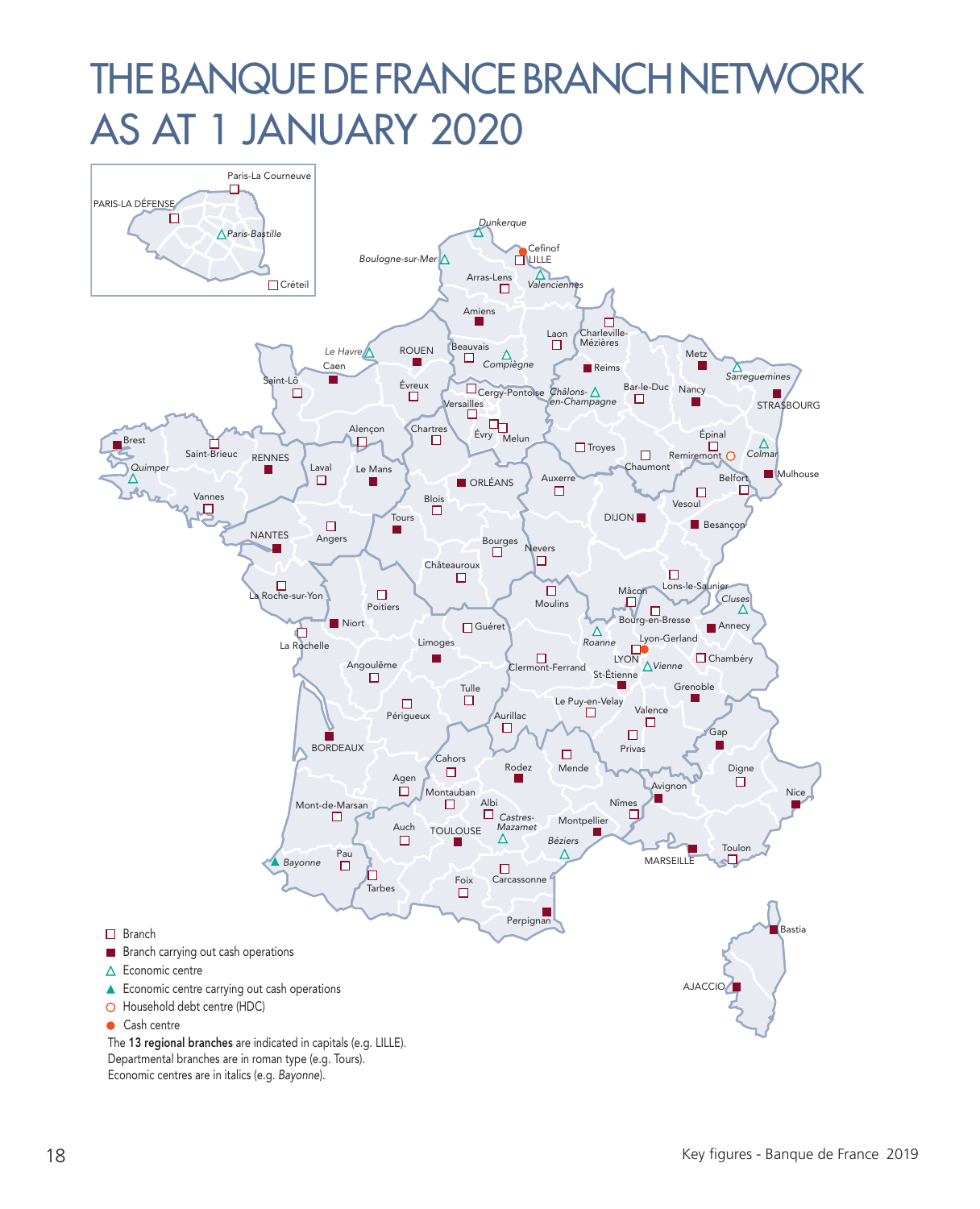# THE BANQUE DE FRANCE BRANCH NETWORK AS AT 1 JANUARY 2020

- □ Branch
- ■ Branch carrying out cash operations
- △ Economic centre
- ▲ Economic centre carrying out cash operations
- ○ Household debt centre (HDC)
- ● Cash centre

The **13 regional branches** are indicated in capitals (e.g. LILLE).
Departmental branches are in roman type (e.g. Tours).
Economic centres are in italics (e.g. *Bayonne*).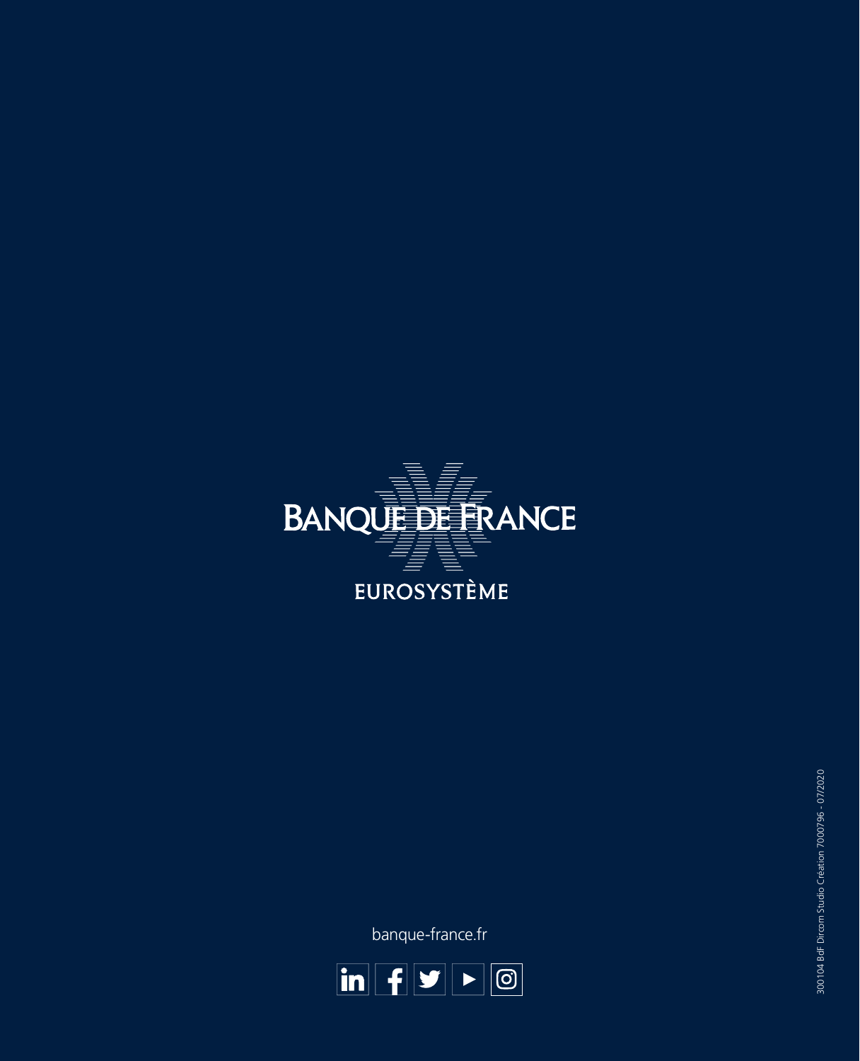BANQUE DE FRANCE

EUROSYSTÈME

banque-france.fr

300104 BdF Dircom Studio Création 7000796 - 07/2020